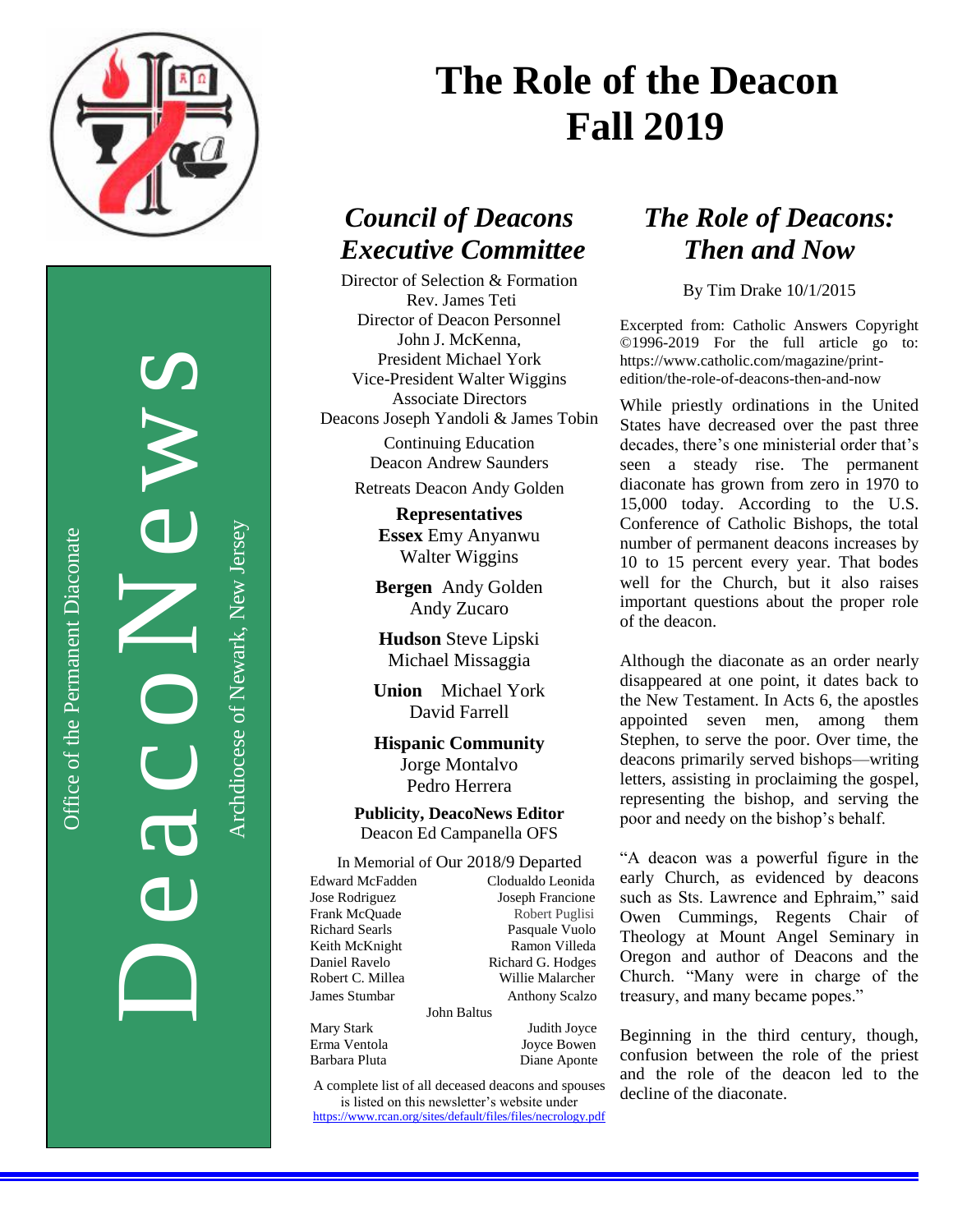# The Role of the Deacon
# Fall 2019

DeacoNews

Office of the Permanent Diaconate

Archdiocese of Newark, New Jersey

## *Council of Deacons Executive Committee*

Director of Selection & Formation
Rev. James Teti
Director of Deacon Personnel
John J. McKenna,
President Michael York
Vice-President Walter Wiggins
Associate Directors
Deacons Joseph Yandoli & James Tobin

Continuing Education
Deacon Andrew Saunders

Retreats Deacon Andy Golden

**Representatives**
**Essex** Emy Anyanwu
Walter Wiggins

**Bergen** Andy Golden
Andy Zucaro

**Hudson** Steve Lipski
Michael Missaggia

**Union** Michael York
David Farrell

**Hispanic Community**
Jorge Montalvo
Pedro Herrera

**Publicity, DeacoNews Editor**
Deacon Ed Campanella OFS

In Memorial of Our 2018/9 Departed

Edward McFadden
Jose Rodriguez
Frank McQuade
Richard Searls
Keith McKnight
Daniel Ravelo
Robert C. Millea
James Stumbar
Clodualdo Leonida
Joseph Francione
Robert Puglisi
Pasquale Vuolo
Ramon Villeda
Richard G. Hodges
Willie Malarcher
Anthony Scalzo
John Baltus
Mary Stark
Erma Ventola
Barbara Pluta
Judith Joyce
Joyce Bowen
Diane Aponte

A complete list of all deceased deacons and spouses is listed on this newsletter's website under https://www.rcan.org/sites/default/files/files/necrology.pdf

## *The Role of Deacons: Then and Now*

By Tim Drake 10/1/2015

Excerpted from: Catholic Answers Copyright ©1996-2019 For the full article go to: https://www.catholic.com/magazine/print-edition/the-role-of-deacons-then-and-now

While priestly ordinations in the United States have decreased over the past three decades, there's one ministerial order that's seen a steady rise. The permanent diaconate has grown from zero in 1970 to 15,000 today. According to the U.S. Conference of Catholic Bishops, the total number of permanent deacons increases by 10 to 15 percent every year. That bodes well for the Church, but it also raises important questions about the proper role of the deacon.

Although the diaconate as an order nearly disappeared at one point, it dates back to the New Testament. In Acts 6, the apostles appointed seven men, among them Stephen, to serve the poor. Over time, the deacons primarily served bishops—writing letters, assisting in proclaiming the gospel, representing the bishop, and serving the poor and needy on the bishop's behalf.

"A deacon was a powerful figure in the early Church, as evidenced by deacons such as Sts. Lawrence and Ephraim," said Owen Cummings, Regents Chair of Theology at Mount Angel Seminary in Oregon and author of Deacons and the Church. "Many were in charge of the treasury, and many became popes."

Beginning in the third century, though, confusion between the role of the priest and the role of the deacon led to the decline of the diaconate.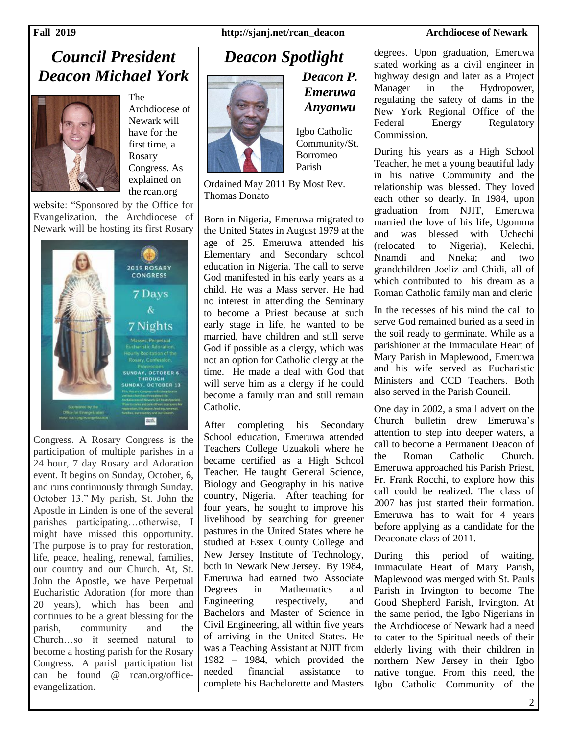# Council President Deacon Michael York

The Archdiocese of Newark will have for the first time, a Rosary Congress. As explained on the rcan.org website: "Sponsored by the Office for Evangelization, the Archdiocese of Newark will be hosting its first Rosary Congress. A Rosary Congress is the participation of multiple parishes in a 24 hour, 7 day Rosary and Adoration event. It begins on Sunday, October, 6, and runs continuously through Sunday, October 13." My parish, St. John the Apostle in Linden is one of the several parishes participating…otherwise, I might have missed this opportunity. The purpose is to pray for restoration, life, peace, healing, renewal, families, our country and our Church. At, St. John the Apostle, we have Perpetual Eucharistic Adoration (for more than 20 years), which has been and continues to be a great blessing for the parish, community and the Church…so it seemed natural to become a hosting parish for the Rosary Congress. A parish participation list can be found @ rcan.org/office-evangelization.

# Deacon Spotlight

## *Deacon P. Emeruwa Anyanwu*

Igbo Catholic Community/St. Borromeo Parish

Ordained May 2011 By Most Rev. Thomas Donato

Born in Nigeria, Emeruwa migrated to the United States in August 1979 at the age of 25. Emeruwa attended his Elementary and Secondary school education in Nigeria. The call to serve God manifested in his early years as a child. He was a Mass server. He had no interest in attending the Seminary to become a Priest because at such early stage in life, he wanted to be married, have children and still serve God if possible as a clergy, which was not an option for Catholic clergy at the time. He made a deal with God that will serve him as a clergy if he could become a family man and still remain Catholic.

After completing his Secondary School education, Emeruwa attended Teachers College Uzuakoli where he became certified as a High School Teacher. He taught General Science, Biology and Geography in his native country, Nigeria. After teaching for four years, he sought to improve his livelihood by searching for greener pastures in the United States where he studied at Essex County College and New Jersey Institute of Technology, both in Newark New Jersey. By 1984, Emeruwa had earned two Associate Degrees in Mathematics and Engineering respectively, and Bachelors and Master of Science in Civil Engineering, all within five years of arriving in the United States. He was a Teaching Assistant at NJIT from 1982 – 1984, which provided the needed financial assistance to complete his Bachelorette and Masters degrees. Upon graduation, Emeruwa stated working as a civil engineer in highway design and later as a Project Manager in the Hydropower, regulating the safety of dams in the New York Regional Office of the Federal Energy Regulatory Commission.

During his years as a High School Teacher, he met a young beautiful lady in his native Community and the relationship was blessed. They loved each other so dearly. In 1984, upon graduation from NJIT, Emeruwa married the love of his life, Ugomma and was blessed with Uchechi (relocated to Nigeria), Kelechi, Nnamdi and Nneka; and two grandchildren Joeliz and Chidi, all of which contributed to his dream as a Roman Catholic family man and cleric

In the recesses of his mind the call to serve God remained buried as a seed in the soil ready to germinate. While as a parishioner at the Immaculate Heart of Mary Parish in Maplewood, Emeruwa and his wife served as Eucharistic Ministers and CCD Teachers. Both also served in the Parish Council.

One day in 2002, a small advert on the Church bulletin drew Emeruwa's attention to step into deeper waters, a call to become a Permanent Deacon of the Roman Catholic Church. Emeruwa approached his Parish Priest, Fr. Frank Rocchi, to explore how this call could be realized. The class of 2007 has just started their formation. Emeruwa has to wait for 4 years before applying as a candidate for the Deaconate class of 2011.

During this period of waiting, Immaculate Heart of Mary Parish, Maplewood was merged with St. Pauls Parish in Irvington to become The Good Shepherd Parish, Irvington. At the same period, the Igbo Nigerians in the Archdiocese of Newark had a need to cater to the Spiritual needs of their elderly living with their children in northern New Jersey in their Igbo native tongue. From this need, the Igbo Catholic Community of the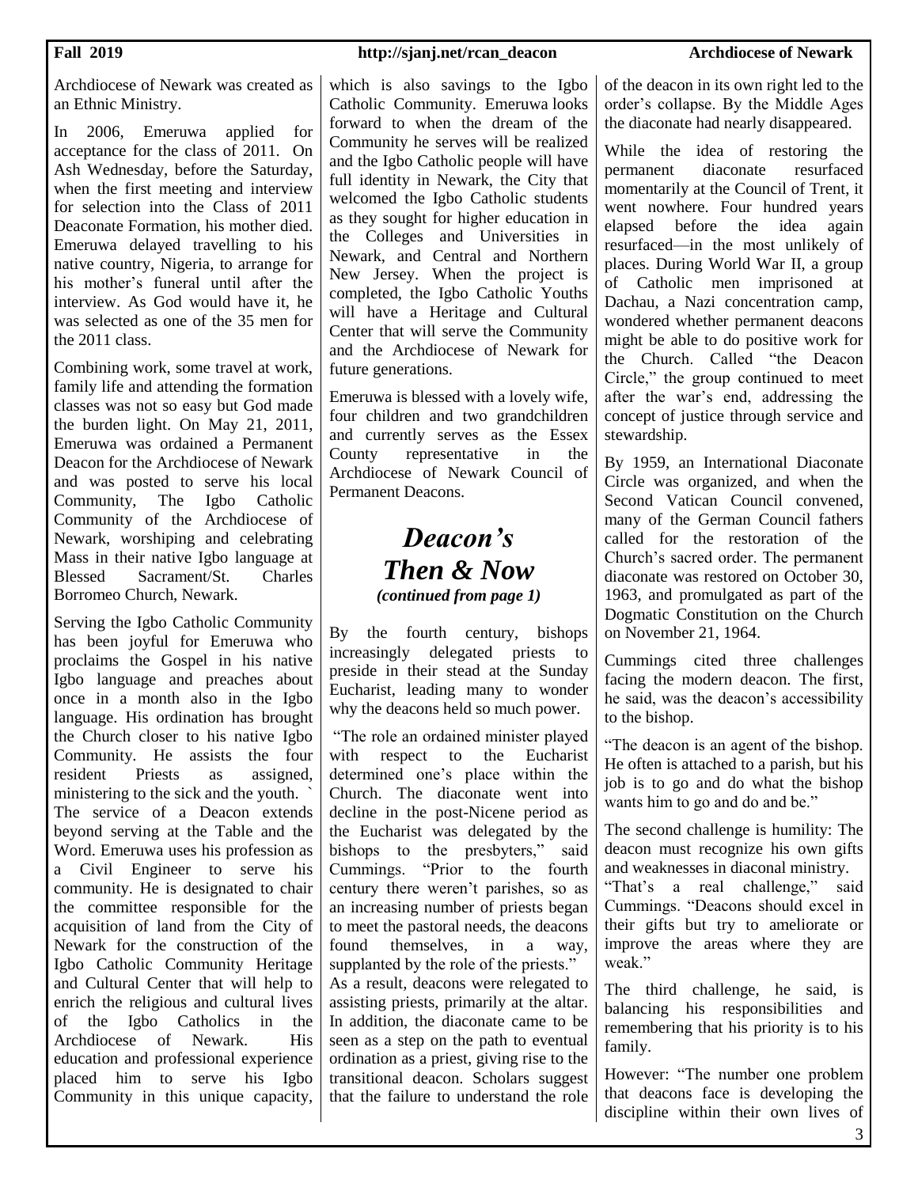Archdiocese of Newark was created as an Ethnic Ministry.

In 2006, Emeruwa applied for acceptance for the class of 2011. On Ash Wednesday, before the Saturday, when the first meeting and interview for selection into the Class of 2011 Deaconate Formation, his mother died. Emeruwa delayed travelling to his native country, Nigeria, to arrange for his mother's funeral until after the interview. As God would have it, he was selected as one of the 35 men for the 2011 class.

Combining work, some travel at work, family life and attending the formation classes was not so easy but God made the burden light. On May 21, 2011, Emeruwa was ordained a Permanent Deacon for the Archdiocese of Newark and was posted to serve his local Community, The Igbo Catholic Community of the Archdiocese of Newark, worshiping and celebrating Mass in their native Igbo language at Blessed Sacrament/St. Charles Borromeo Church, Newark.

Serving the Igbo Catholic Community has been joyful for Emeruwa who proclaims the Gospel in his native Igbo language and preaches about once in a month also in the Igbo language. His ordination has brought the Church closer to his native Igbo Community. He assists the four resident Priests as assigned, ministering to the sick and the youth. ` The service of a Deacon extends beyond serving at the Table and the Word. Emeruwa uses his profession as a Civil Engineer to serve his community. He is designated to chair the committee responsible for the acquisition of land from the City of Newark for the construction of the Igbo Catholic Community Heritage and Cultural Center that will help to enrich the religious and cultural lives of the Igbo Catholics in the Archdiocese of Newark. His education and professional experience placed him to serve his Igbo Community in this unique capacity, which is also savings to the Igbo Catholic Community. Emeruwa looks forward to when the dream of the Community he serves will be realized and the Igbo Catholic people will have full identity in Newark, the City that welcomed the Igbo Catholic students as they sought for higher education in the Colleges and Universities in Newark, and Central and Northern New Jersey. When the project is completed, the Igbo Catholic Youths will have a Heritage and Cultural Center that will serve the Community and the Archdiocese of Newark for future generations.

Emeruwa is blessed with a lovely wife, four children and two grandchildren and currently serves as the Essex County representative in the Archdiocese of Newark Council of Permanent Deacons.

# *Deacon's Then & Now*

***(continued from page 1)***

By the fourth century, bishops increasingly delegated priests to preside in their stead at the Sunday Eucharist, leading many to wonder why the deacons held so much power.

"The role an ordained minister played with respect to the Eucharist determined one's place within the Church. The diaconate went into decline in the post-Nicene period as the Eucharist was delegated by the bishops to the presbyters," said Cummings. "Prior to the fourth century there weren't parishes, so as an increasing number of priests began to meet the pastoral needs, the deacons found themselves, in a way, supplanted by the role of the priests."

As a result, deacons were relegated to assisting priests, primarily at the altar. In addition, the diaconate came to be seen as a step on the path to eventual ordination as a priest, giving rise to the transitional deacon. Scholars suggest that the failure to understand the role of the deacon in its own right led to the order's collapse. By the Middle Ages the diaconate had nearly disappeared.

While the idea of restoring the permanent diaconate resurfaced momentarily at the Council of Trent, it went nowhere. Four hundred years elapsed before the idea again resurfaced—in the most unlikely of places. During World War II, a group of Catholic men imprisoned at Dachau, a Nazi concentration camp, wondered whether permanent deacons might be able to do positive work for the Church. Called "the Deacon Circle," the group continued to meet after the war's end, addressing the concept of justice through service and stewardship.

By 1959, an International Diaconate Circle was organized, and when the Second Vatican Council convened, many of the German Council fathers called for the restoration of the Church's sacred order. The permanent diaconate was restored on October 30, 1963, and promulgated as part of the Dogmatic Constitution on the Church on November 21, 1964.

Cummings cited three challenges facing the modern deacon. The first, he said, was the deacon's accessibility to the bishop.

"The deacon is an agent of the bishop. He often is attached to a parish, but his job is to go and do what the bishop wants him to go and do and be."

The second challenge is humility: The deacon must recognize his own gifts and weaknesses in diaconal ministry. "That's a real challenge," said Cummings. "Deacons should excel in their gifts but try to ameliorate or improve the areas where they are weak."

The third challenge, he said, is balancing his responsibilities and remembering that his priority is to his family.

However: "The number one problem that deacons face is developing the discipline within their own lives of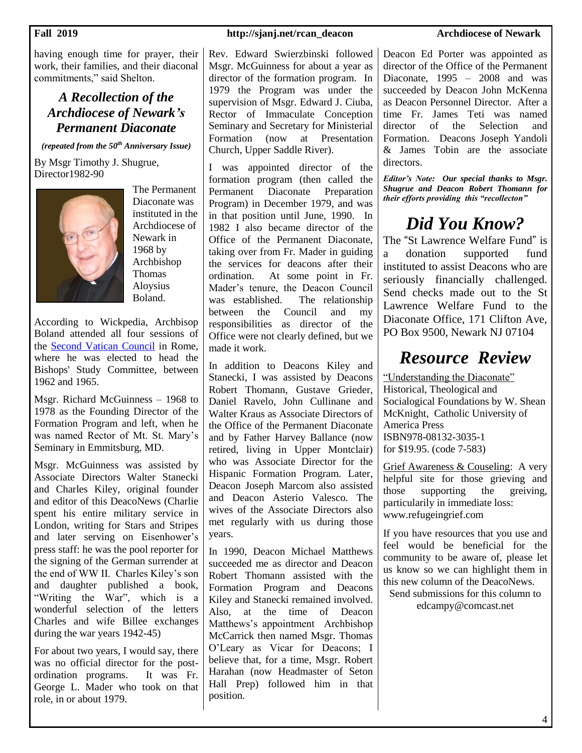having enough time for prayer, their work, their families, and their diaconal commitments," said Shelton.

## *A Recollection of the Archdiocese of Newark's Permanent Diaconate*

***(repeated from the 50th Anniversary Issue)***

By Msgr Timothy J. Shugrue, Director1982-90

The Permanent Diaconate was instituted in the Archdiocese of Newark in 1968 by Archbishop Thomas Aloysius Boland.

According to Wickpedia, Archbisop Boland attended all four sessions of the Second Vatican Council in Rome, where he was elected to head the Bishops' Study Committee, between 1962 and 1965.

Msgr. Richard McGuinness – 1968 to 1978 as the Founding Director of the Formation Program and left, when he was named Rector of Mt. St. Mary's Seminary in Emmitsburg, MD.

Msgr. McGuinness was assisted by Associate Directors Walter Stanecki and Charles Kiley, original founder and editor of this DeacoNews (Charlie spent his entire military service in London, writing for Stars and Stripes and later serving on Eisenhower's press staff: he was the pool reporter for the signing of the German surrender at the end of WW II. Charles Kiley's son and daughter published a book, "Writing the War", which is a wonderful selection of the letters Charles and wife Billee exchanges during the war years 1942-45)

For about two years, I would say, there was no official director for the post-ordination programs. It was Fr. George L. Mader who took on that role, in or about 1979.

Rev. Edward Swierzbinski followed Msgr. McGuinness for about a year as director of the formation program. In 1979 the Program was under the supervision of Msgr. Edward J. Ciuba, Rector of Immaculate Conception Seminary and Secretary for Ministerial Formation (now at Presentation Church, Upper Saddle River).

I was appointed director of the formation program (then called the Permanent Diaconate Preparation Program) in December 1979, and was in that position until June, 1990. In 1982 I also became director of the Office of the Permanent Diaconate, taking over from Fr. Mader in guiding the services for deacons after their ordination. At some point in Fr. Mader's tenure, the Deacon Council was established. The relationship between the Council and my responsibilities as director of the Office were not clearly defined, but we made it work.

In addition to Deacons Kiley and Stanecki, I was assisted by Deacons Robert Thomann, Gustave Grieder, Daniel Ravelo, John Cullinane and Walter Kraus as Associate Directors of the Office of the Permanent Diaconate and by Father Harvey Ballance (now retired, living in Upper Montclair) who was Associate Director for the Hispanic Formation Program. Later, Deacon Joseph Marcom also assisted and Deacon Asterio Valesco. The wives of the Associate Directors also met regularly with us during those years.

In 1990, Deacon Michael Matthews succeeded me as director and Deacon Robert Thomann assisted with the Formation Program and Deacons Kiley and Stanecki remained involved. Also, at the time of Deacon Matthews's appointment Archbishop McCarrick then named Msgr. Thomas O'Leary as Vicar for Deacons; I believe that, for a time, Msgr. Robert Harahan (now Headmaster of Seton Hall Prep) followed him in that position.

Deacon Ed Porter was appointed as director of the Office of the Permanent Diaconate, 1995 – 2008 and was succeeded by Deacon John McKenna as Deacon Personnel Director. After a time Fr. James Teti was named director of the Selection and Formation. Deacons Joseph Yandoli & James Tobin are the associate directors.

***Editor's Note: Our special thanks to Msgr. Shugrue and Deacon Robert Thomann for their efforts providing this "recollecton"***

## *Did You Know?*

The "St Lawrence Welfare Fund" is a donation supported fund instituted to assist Deacons who are seriously financially challenged. Send checks made out to the St Lawrence Welfare Fund to the Diaconate Office, 171 Clifton Ave, PO Box 9500, Newark NJ 07104

## *Resource Review*

"Understanding the Diaconate"
Historical, Theological and Socialogical Foundations by W. Shean McKnight, Catholic University of America Press
ISBN978-08132-3035-1
for $19.95. (code 7-583)

Grief Awareness & Couseling: A very helpful site for those grieving and those supporting the greiving, particularly in immediate loss: www.refugeingrief.com

If you have resources that you use and feel would be beneficial for the community to be aware of, please let us know so we can highlight them in this new column of the DeacoNews.
Send submissions for this column to edcampy@comcast.net